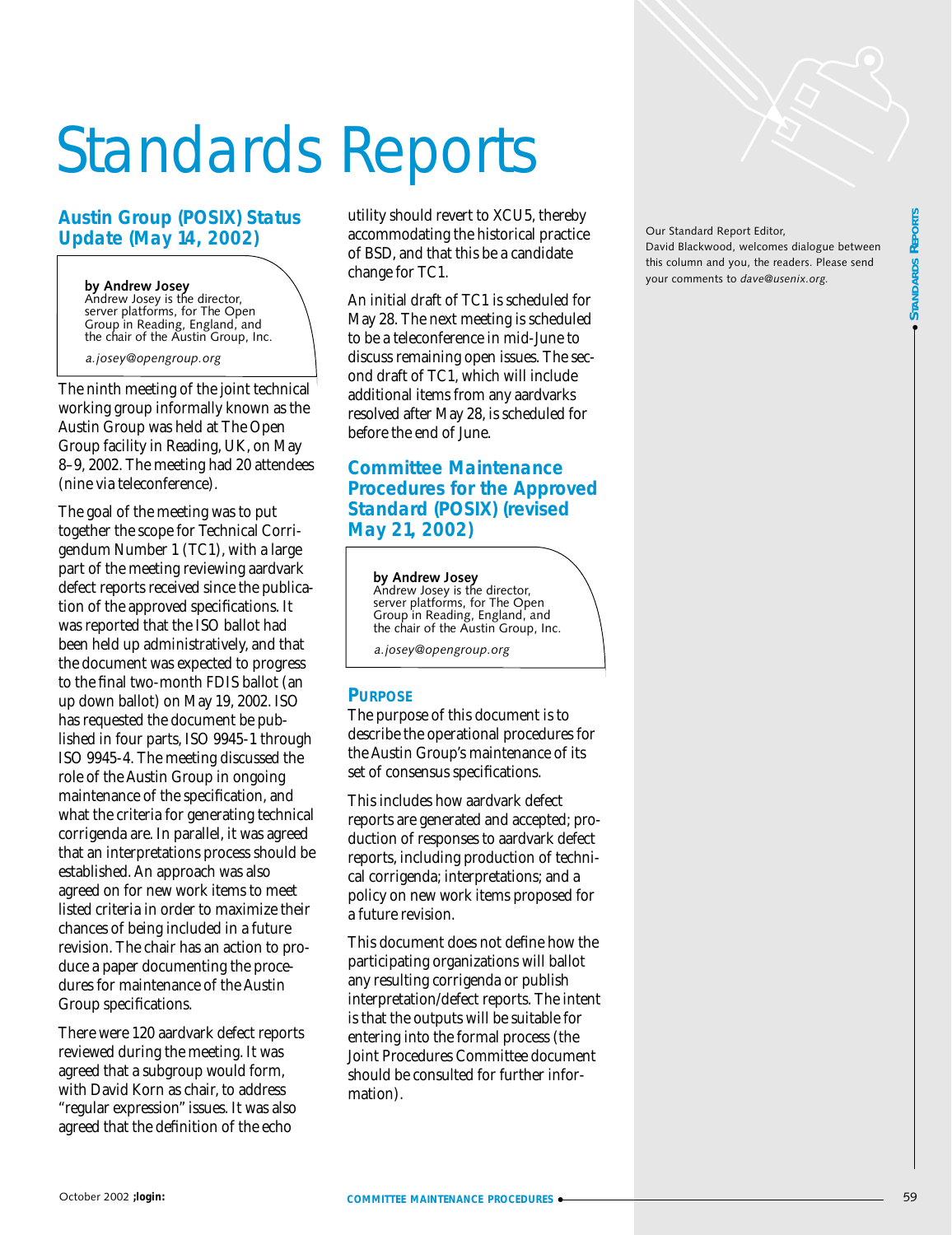# Standards Reports

Our Standard Report Editor, David Blackwood, welcomes dialogue between this column and you, the readers. Please send your comments to *dave@usenix.org*.

## Austin Group (POSIX) Status Update (May 14, 2002)

**by Andrew Josey**

Andrew Josey is the director, server platforms, for The Open Group in Reading, England, and the chair of the Austin Group, Inc.

*a.josey@opengroup.org*

The ninth meeting of the joint technical working group informally known as the Austin Group was held at The Open Group facility in Reading, UK, on May 8–9, 2002. The meeting had 20 attendees (nine via teleconference).

The goal of the meeting was to put together the scope for Technical Corrigendum Number 1 (TC1), with a large part of the meeting reviewing aardvark defect reports received since the publication of the approved specifications. It was reported that the ISO ballot had been held up administratively, and that the document was expected to progress to the final two-month FDIS ballot (an up down ballot) on May 19, 2002. ISO has requested the document be published in four parts, ISO 9945-1 through ISO 9945-4. The meeting discussed the role of the Austin Group in ongoing maintenance of the specification, and what the criteria for generating technical corrigenda are. In parallel, it was agreed that an interpretations process should be established. An approach was also agreed on for new work items to meet listed criteria in order to maximize their chances of being included in a future revision. The chair has an action to produce a paper documenting the procedures for maintenance of the Austin Group specifications.

There were 120 aardvark defect reports reviewed during the meeting. It was agreed that a subgroup would form, with David Korn as chair, to address "regular expression" issues. It was also agreed that the definition of the echo utility should revert to XCU5, thereby accommodating the historical practice of BSD, and that this be a candidate change for TC1.

An initial draft of TC1 is scheduled for May 28. The next meeting is scheduled to be a teleconference in mid-June to discuss remaining open issues. The second draft of TC1, which will include additional items from any aardvarks resolved after May 28, is scheduled for before the end of June.

## Committee Maintenance Procedures for the Approved Standard (POSIX) (revised May 21, 2002)

**by Andrew Josey**

Andrew Josey is the director, server platforms, for The Open Group in Reading, England, and the chair of the Austin Group, Inc.

*a.josey@opengroup.org*

### Purpose

The purpose of this document is to describe the operational procedures for the Austin Group's maintenance of its set of consensus specifications.

This includes how aardvark defect reports are generated and accepted; production of responses to aardvark defect reports, including production of technical corrigenda; interpretations; and a policy on new work items proposed for a future revision.

This document does not define how the participating organizations will ballot any resulting corrigenda or publish interpretation/defect reports. The intent is that the outputs will be suitable for entering into the formal process (the Joint Procedures Committee document should be consulted for further information).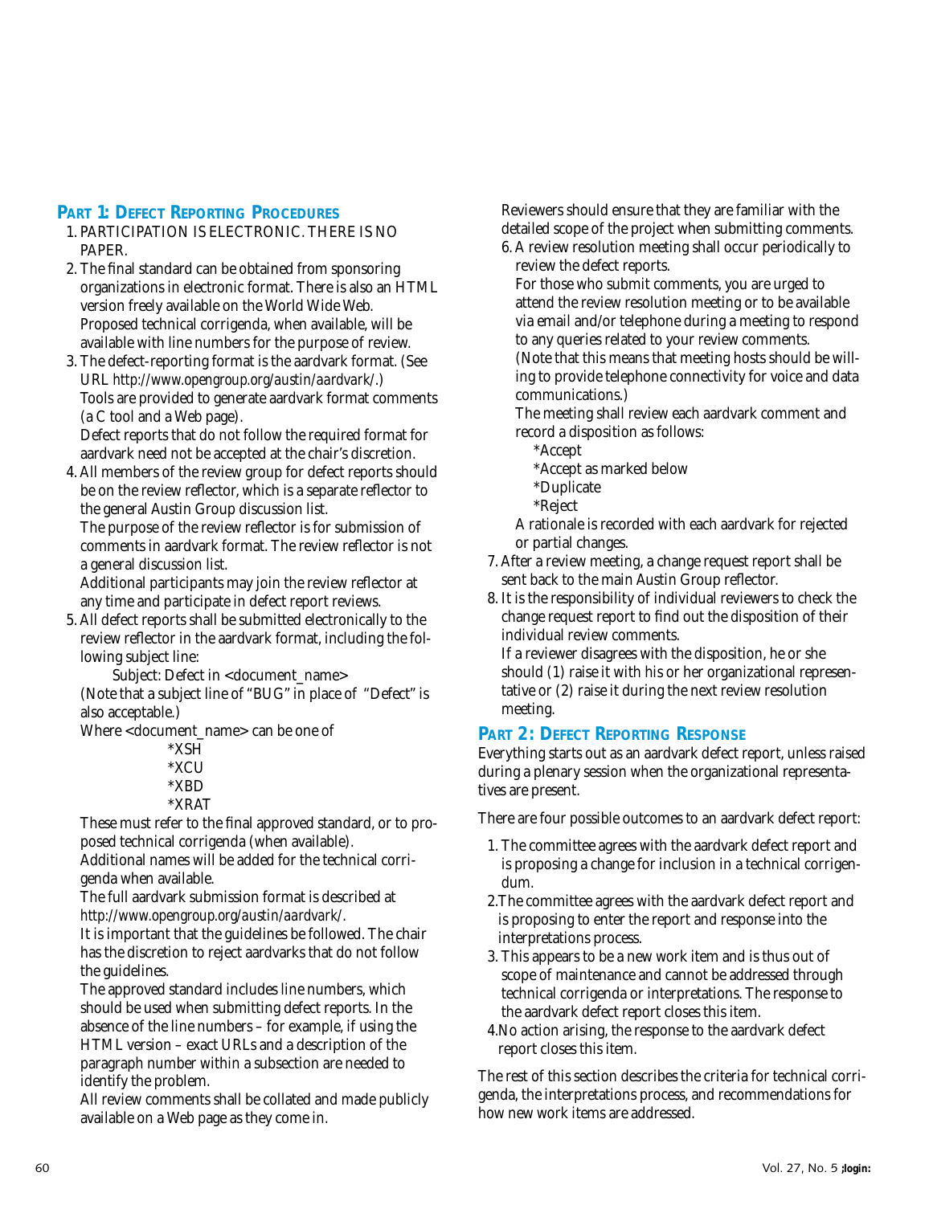## Part 1: Defect Reporting Procedures

1. PARTICIPATION IS ELECTRONIC. THERE IS NO PAPER.
2. The final standard can be obtained from sponsoring organizations in electronic format. There is also an HTML version freely available on the World Wide Web. Proposed technical corrigenda, when available, will be available with line numbers for the purpose of review.
3. The defect-reporting format is the aardvark format. (See URL *http://www.opengroup.org/austin/aardvark/*.) Tools are provided to generate aardvark format comments (a C tool and a Web page).
   Defect reports that do not follow the required format for aardvark need not be accepted at the chair's discretion.
4. All members of the review group for defect reports should be on the review reflector, which is a separate reflector to the general Austin Group discussion list.
   The purpose of the review reflector is for submission of comments in aardvark format. The review reflector is not a general discussion list.
   Additional participants may join the review reflector at any time and participate in defect report reviews.
5. All defect reports shall be submitted electronically to the review reflector in the aardvark format, including the following subject line:
   Subject: Defect in <document_name>
   (Note that a subject line of "BUG" in place of "Defect" is also acceptable.)
   Where <document_name> can be one of
   - *XSH
   - *XCU
   - *XBD
   - *XRAT

   These must refer to the final approved standard, or to proposed technical corrigenda (when available).
   Additional names will be added for the technical corrigenda when available.
   The full aardvark submission format is described at *http://www.opengroup.org/austin/aardvark/*.
   It is important that the guidelines be followed. The chair has the discretion to reject aardvarks that do not follow the guidelines.
   The approved standard includes line numbers, which should be used when submitting defect reports. In the absence of the line numbers – for example, if using the HTML version – exact URLs and a description of the paragraph number within a subsection are needed to identify the problem.
   All review comments shall be collated and made publicly available on a Web page as they come in.
   Reviewers should ensure that they are familiar with the detailed scope of the project when submitting comments.
6. A review resolution meeting shall occur periodically to review the defect reports.
   For those who submit comments, you are urged to attend the review resolution meeting or to be available via email and/or telephone during a meeting to respond to any queries related to your review comments.
   (Note that this means that meeting hosts should be willing to provide telephone connectivity for voice and data communications.)
   The meeting shall review each aardvark comment and record a disposition as follows:
   - *Accept
   - *Accept as marked below
   - *Duplicate
   - *Reject

   A rationale is recorded with each aardvark for rejected or partial changes.
7. After a review meeting, a change request report shall be sent back to the main Austin Group reflector.
8. It is the responsibility of individual reviewers to check the change request report to find out the disposition of their individual review comments.
   If a reviewer disagrees with the disposition, he or she should (1) raise it with his or her organizational representative or (2) raise it during the next review resolution meeting.

## Part 2: Defect Reporting Response

Everything starts out as an aardvark defect report, unless raised during a plenary session when the organizational representatives are present.

There are four possible outcomes to an aardvark defect report:

1. The committee agrees with the aardvark defect report and is proposing a change for inclusion in a technical corrigendum.
2. The committee agrees with the aardvark defect report and is proposing to enter the report and response into the interpretations process.
3. This appears to be a new work item and is thus out of scope of maintenance and cannot be addressed through technical corrigenda or interpretations. The response to the aardvark defect report closes this item.
4. No action arising, the response to the aardvark defect report closes this item.

The rest of this section describes the criteria for technical corrigenda, the interpretations process, and recommendations for how new work items are addressed.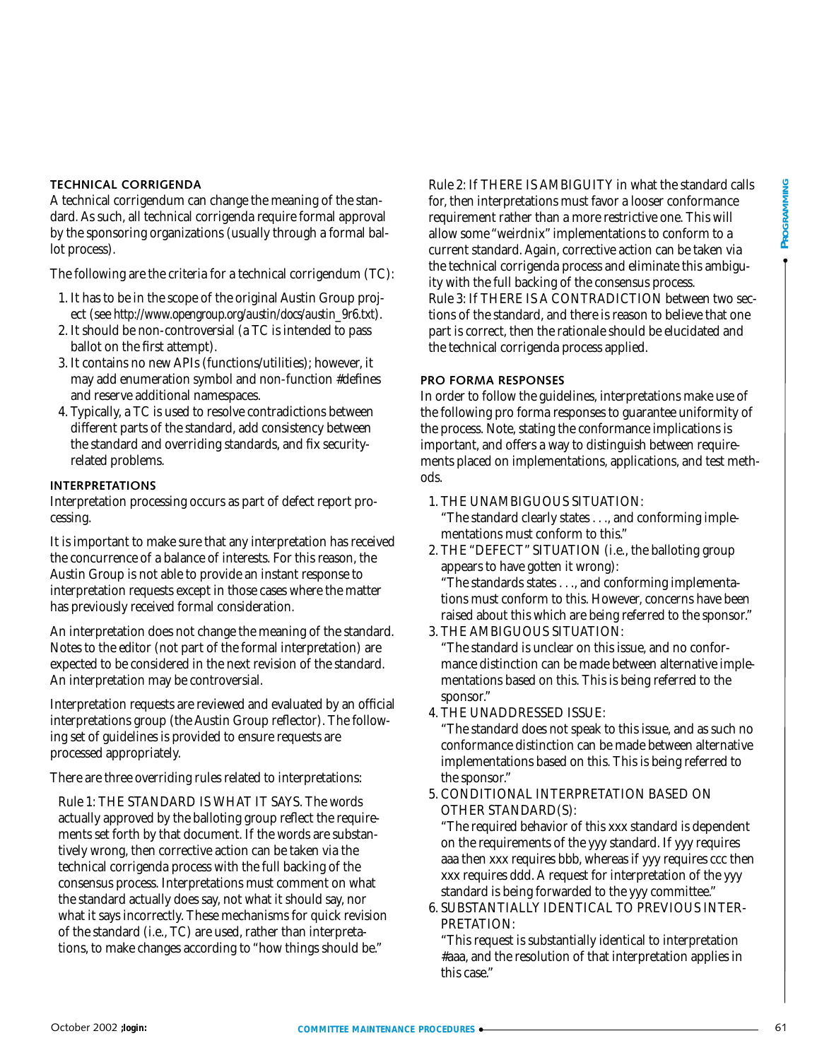### TECHNICAL CORRIGENDA

A technical corrigendum can change the meaning of the standard. As such, all technical corrigenda require formal approval by the sponsoring organizations (usually through a formal ballot process).

The following are the criteria for a technical corrigendum (TC):

1. It has to be in the scope of the original Austin Group project (see http://www.opengroup.org/austin/docs/austin_9r6.txt).
2. It should be non-controversial (a TC is intended to pass ballot on the first attempt).
3. It contains no new APIs (functions/utilities); however, it may add enumeration symbol and non-function #defines and reserve additional namespaces.
4. Typically, a TC is used to resolve contradictions between different parts of the standard, add consistency between the standard and overriding standards, and fix security-related problems.

### INTERPRETATIONS

Interpretation processing occurs as part of defect report processing.

It is important to make sure that any interpretation has received the concurrence of a balance of interests. For this reason, the Austin Group is not able to provide an instant response to interpretation requests except in those cases where the matter has previously received formal consideration.

An interpretation does not change the meaning of the standard. Notes to the editor (not part of the formal interpretation) are expected to be considered in the next revision of the standard. An interpretation may be controversial.

Interpretation requests are reviewed and evaluated by an official interpretations group (the Austin Group reflector). The following set of guidelines is provided to ensure requests are processed appropriately.

There are three overriding rules related to interpretations:

Rule 1: THE STANDARD IS WHAT IT SAYS. The words actually approved by the balloting group reflect the requirements set forth by that document. If the words are substantively wrong, then corrective action can be taken via the technical corrigenda process with the full backing of the consensus process. Interpretations must comment on what the standard actually does say, not what it should say, nor what it says incorrectly. These mechanisms for quick revision of the standard (i.e., TC) are used, rather than interpretations, to make changes according to "how things should be."

Rule 2: If THERE IS AMBIGUITY in what the standard calls for, then interpretations must favor a looser conformance requirement rather than a more restrictive one. This will allow some "weirdnix" implementations to conform to a current standard. Again, corrective action can be taken via the technical corrigenda process and eliminate this ambiguity with the full backing of the consensus process.

Rule 3: If THERE IS A CONTRADICTION between two sections of the standard, and there is reason to believe that one part is correct, then the rationale should be elucidated and the technical corrigenda process applied.

### PRO FORMA RESPONSES

In order to follow the guidelines, interpretations make use of the following pro forma responses to guarantee uniformity of the process. Note, stating the conformance implications is important, and offers a way to distinguish between requirements placed on implementations, applications, and test methods.

1. THE UNAMBIGUOUS SITUATION:
   "The standard clearly states . . ., and conforming implementations must conform to this."
2. THE "DEFECT" SITUATION (i.e., the balloting group appears to have gotten it wrong):
   "The standards states . . ., and conforming implementations must conform to this. However, concerns have been raised about this which are being referred to the sponsor."
3. THE AMBIGUOUS SITUATION:
   "The standard is unclear on this issue, and no conformance distinction can be made between alternative implementations based on this. This is being referred to the sponsor."
4. THE UNADDRESSED ISSUE:
   "The standard does not speak to this issue, and as such no conformance distinction can be made between alternative implementations based on this. This is being referred to the sponsor."
5. CONDITIONAL INTERPRETATION BASED ON OTHER STANDARD(S):
   "The required behavior of this xxx standard is dependent on the requirements of the yyy standard. If yyy requires aaa then xxx requires bbb, whereas if yyy requires ccc then xxx requires ddd. A request for interpretation of the yyy standard is being forwarded to the yyy committee."
6. SUBSTANTIALLY IDENTICAL TO PREVIOUS INTERPRETATION:
   "This request is substantially identical to interpretation #aaa, and the resolution of that interpretation applies in this case."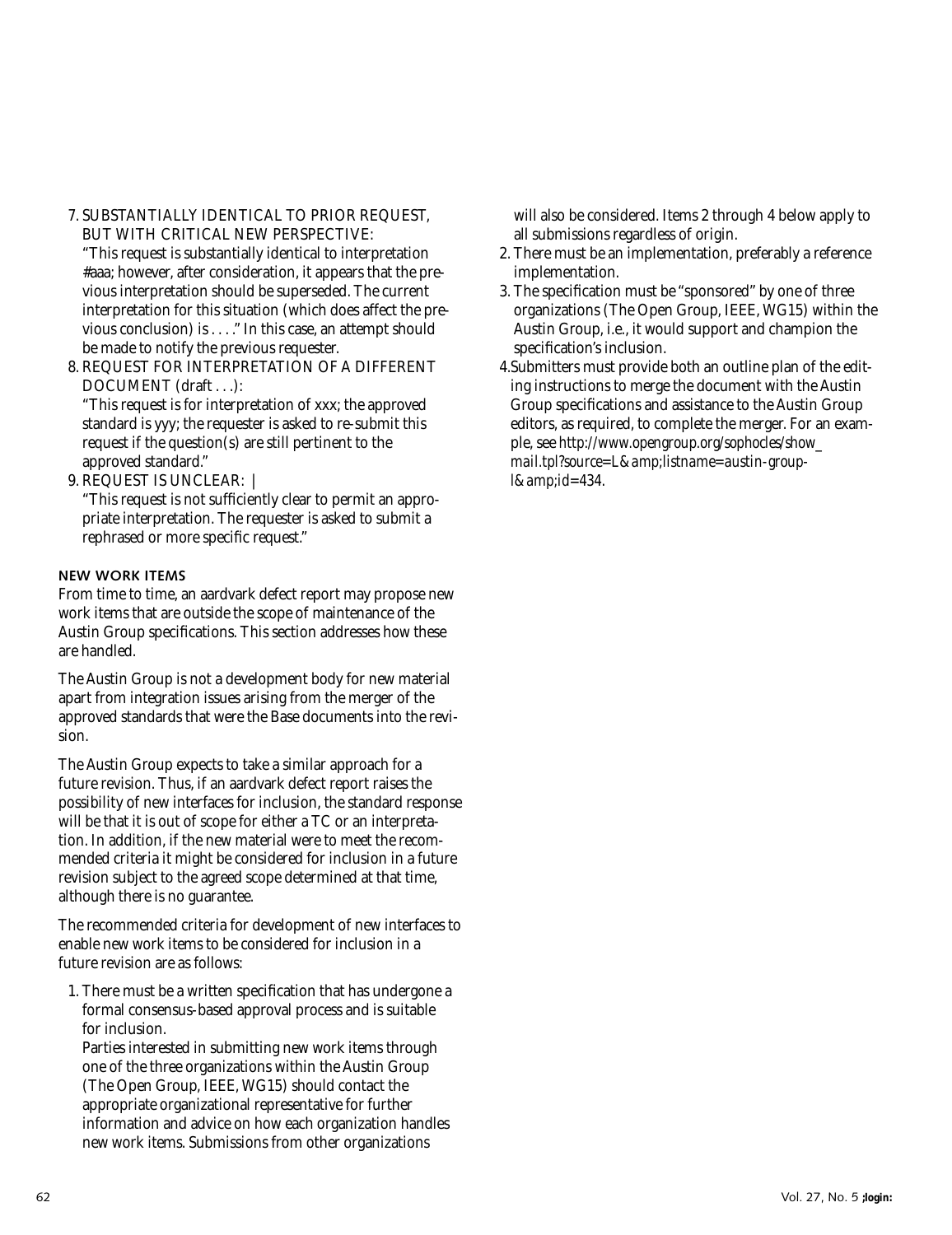7. SUBSTANTIALLY IDENTICAL TO PRIOR REQUEST, BUT WITH CRITICAL NEW PERSPECTIVE:
   "This request is substantially identical to interpretation #aaa; however, after consideration, it appears that the previous interpretation should be superseded. The current interpretation for this situation (which does affect the previous conclusion) is . . . ." In this case, an attempt should be made to notify the previous requester.
8. REQUEST FOR INTERPRETATION OF A DIFFERENT DOCUMENT (draft . . .):
   "This request is for interpretation of xxx; the approved standard is yyy; the requester is asked to re-submit this request if the question(s) are still pertinent to the approved standard."
9. REQUEST IS UNCLEAR: |
   "This request is not sufficiently clear to permit an appropriate interpretation. The requester is asked to submit a rephrased or more specific request."

### NEW WORK ITEMS

From time to time, an aardvark defect report may propose new work items that are outside the scope of maintenance of the Austin Group specifications. This section addresses how these are handled.

The Austin Group is not a development body for new material apart from integration issues arising from the merger of the approved standards that were the Base documents into the revision.

The Austin Group expects to take a similar approach for a future revision. Thus, if an aardvark defect report raises the possibility of new interfaces for inclusion, the standard response will be that it is out of scope for either a TC or an interpretation. In addition, if the new material were to meet the recommended criteria it might be considered for inclusion in a future revision subject to the agreed scope determined at that time, although there is no guarantee.

The recommended criteria for development of new interfaces to enable new work items to be considered for inclusion in a future revision are as follows:

1. There must be a written specification that has undergone a formal consensus-based approval process and is suitable for inclusion.
   Parties interested in submitting new work items through one of the three organizations within the Austin Group (The Open Group, IEEE, WG15) should contact the appropriate organizational representative for further information and advice on how each organization handles new work items. Submissions from other organizations will also be considered. Items 2 through 4 below apply to all submissions regardless of origin.
2. There must be an implementation, preferably a reference implementation.
3. The specification must be "sponsored" by one of three organizations (The Open Group, IEEE, WG15) within the Austin Group, i.e., it would support and champion the specification's inclusion.
4. Submitters must provide both an outline plan of the editing instructions to merge the document with the Austin Group specifications and assistance to the Austin Group editors, as required, to complete the merger. For an example, see *http://www.opengroup.org/sophocles/show_mail.tpl?source=L&amp;listname=austin-group-l&amp;id=434*.